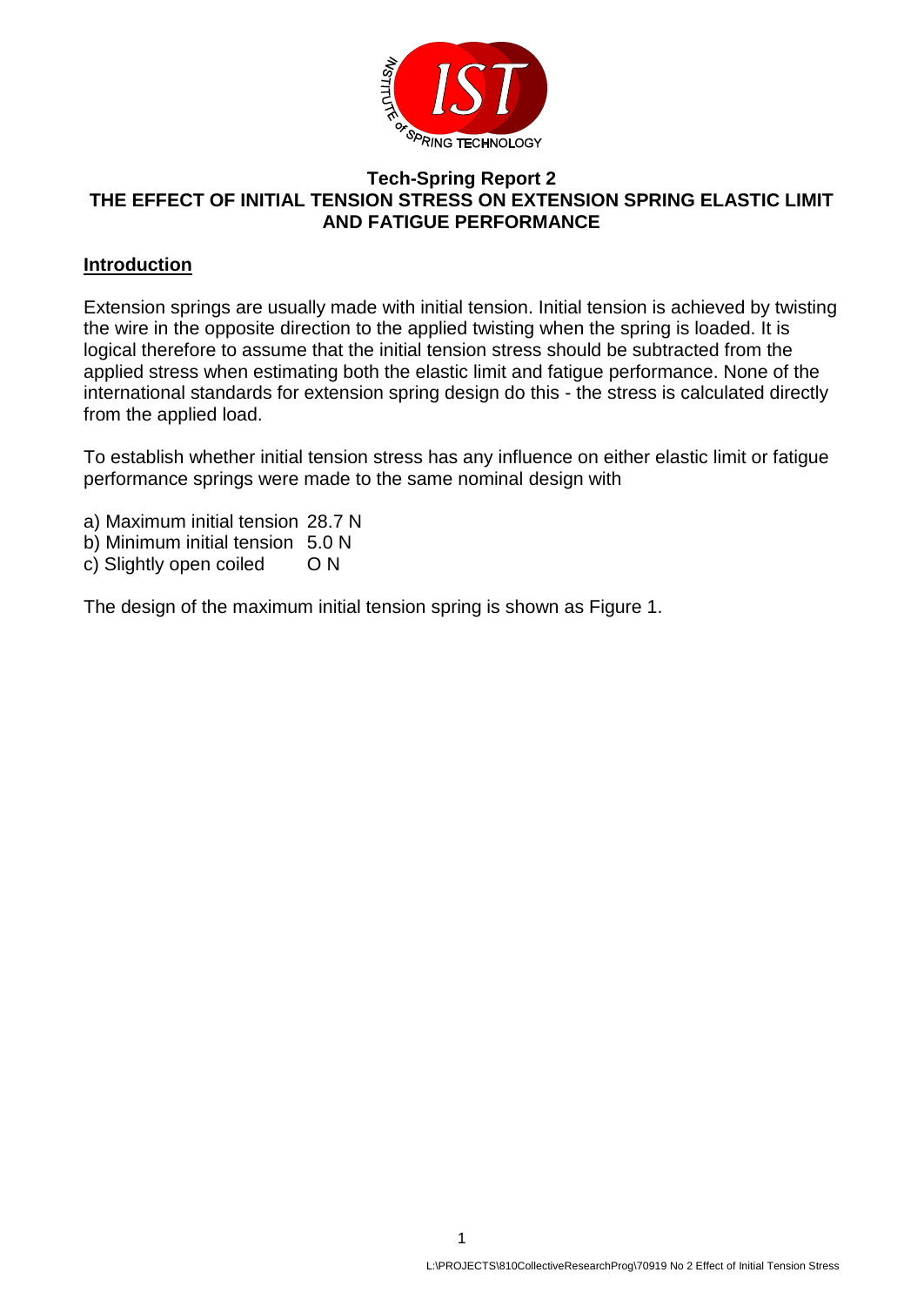# Tech-Spring Report 2
## THE EFFECT OF INITIAL TENSION STRESS ON EXTENSION SPRING ELASTIC LIMIT AND FATIGUE PERFORMANCE

### Introduction

Extension springs are usually made with initial tension. Initial tension is achieved by twisting the wire in the opposite direction to the applied twisting when the spring is loaded. It is logical therefore to assume that the initial tension stress should be subtracted from the applied stress when estimating both the elastic limit and fatigue performance. None of the international standards for extension spring design do this - the stress is calculated directly from the applied load.

To establish whether initial tension stress has any influence on either elastic limit or fatigue performance springs were made to the same nominal design with

a) Maximum initial tension 28.7 N
b) Minimum initial tension 5.0 N
c) Slightly open coiled O N

The design of the maximum initial tension spring is shown as Figure 1.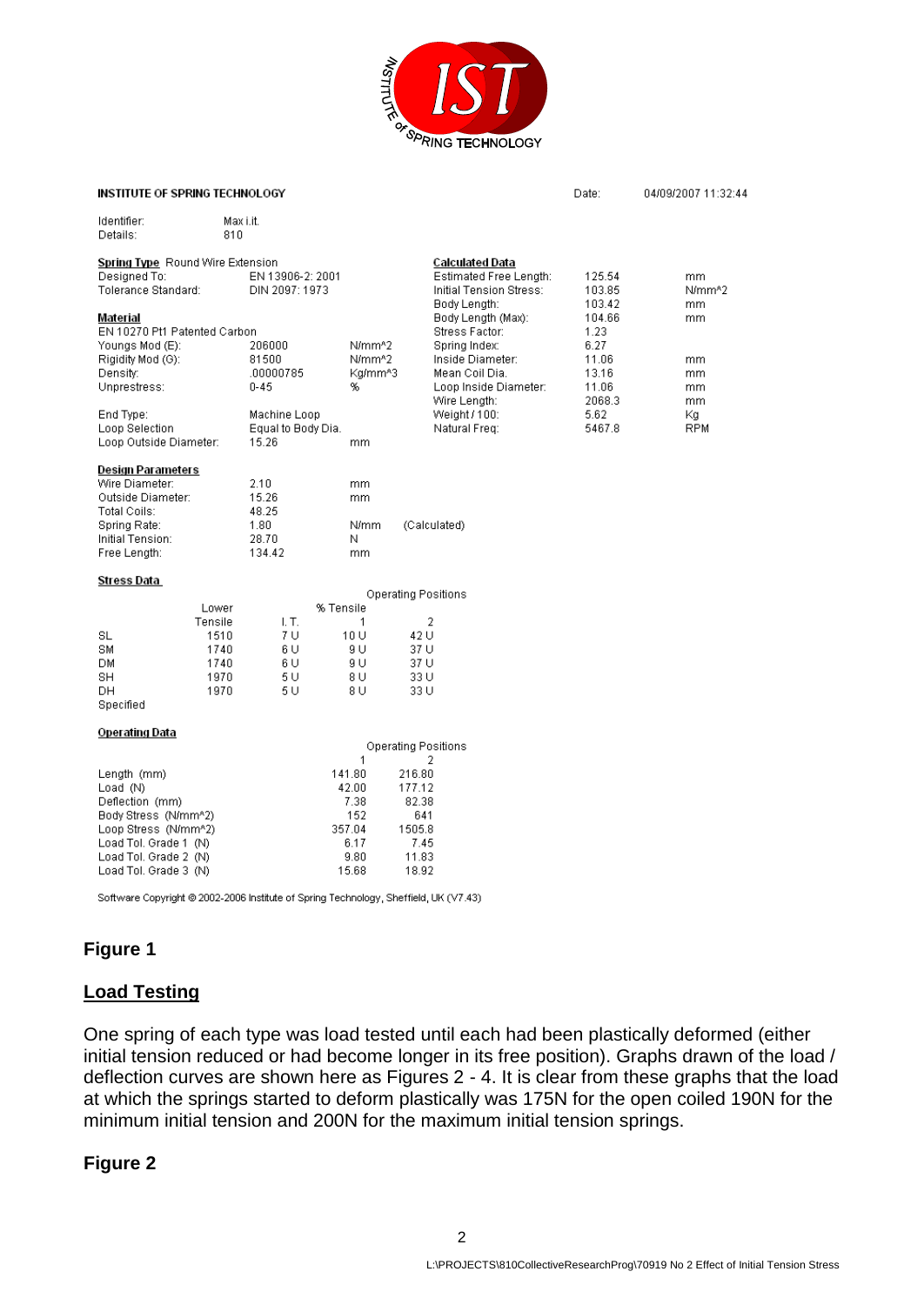**INSTITUTE OF SPRING TECHNOLOGY** Date: 04/09/2007 11:32:44

Identifier: Max i.it.
Details: 810

**Spring Type** Round Wire Extension
Designed To: EN 13906-2: 2001
Tolerance Standard: DIN 2097: 1973

**Material**
EN 10270 Pt1 Patented Carbon

| | | |
|---|---|---|
| Youngs Mod (E): | 206000 | N/mm^2 |
| Rigidity Mod (G): | 81500 | N/mm^2 |
| Density: | .00000785 | Kg/mm^3 |
| Unprestress: | 0-45 | % |
| End Type: | Machine Loop | |
| Loop Selection | Equal to Body Dia. | |
| Loop Outside Diameter: | 15.26 | mm |

**Calculated Data**

| | | |
|---|---|---|
| Estimated Free Length: | 125.54 | mm |
| Initial Tension Stress: | 103.85 | N/mm^2 |
| Body Length: | 103.42 | mm |
| Body Length (Max): | 104.66 | mm |
| Stress Factor: | 1.23 | |
| Spring Index: | 6.27 | |
| Inside Diameter: | 11.06 | mm |
| Mean Coil Dia. | 13.16 | mm |
| Loop Inside Diameter: | 11.06 | mm |
| Wire Length: | 2068.3 | mm |
| Weight / 100: | 5.62 | Kg |
| Natural Freq: | 5467.8 | RPM |

**Design Parameters**

| | | | |
|---|---|---|---|
| Wire Diameter: | 2.10 | mm | |
| Outside Diameter: | 15.26 | mm | |
| Total Coils: | 48.25 | | |
| Spring Rate: | 1.80 | N/mm | (Calculated) |
| Initial Tension: | 28.70 | N | |
| Free Length: | 134.42 | mm | |

**Stress Data**

| | Lower Tensile | % Tensile I. T. | Operating Positions 1 | 2 |
|---|---|---|---|---|
| SL | 1510 | 7 U | 10 U | 42 U |
| SM | 1740 | 6 U | 9 U | 37 U |
| DM | 1740 | 6 U | 9 U | 37 U |
| SH | 1970 | 5 U | 8 U | 33 U |
| DH | 1970 | 5 U | 8 U | 33 U |
| Specified | | | | |

**Operating Data**

| | Operating Positions 1 | 2 |
|---|---|---|
| Length (mm) | 141.80 | 216.80 |
| Load (N) | 42.00 | 177.12 |
| Deflection (mm) | 7.38 | 82.38 |
| Body Stress (N/mm^2) | 152 | 641 |
| Loop Stress (N/mm^2) | 357.04 | 1505.8 |
| Load Tol. Grade 1 (N) | 6.17 | 7.45 |
| Load Tol. Grade 2 (N) | 9.80 | 11.83 |
| Load Tol. Grade 3 (N) | 15.68 | 18.92 |

Software Copyright © 2002-2006 Institute of Spring Technology, Sheffield, UK (V7.43)

## Figure 1

## Load Testing

One spring of each type was load tested until each had been plastically deformed (either initial tension reduced or had become longer in its free position). Graphs drawn of the load / deflection curves are shown here as Figures 2 - 4. It is clear from these graphs that the load at which the springs started to deform plastically was 175N for the open coiled 190N for the minimum initial tension and 200N for the maximum initial tension springs.

## Figure 2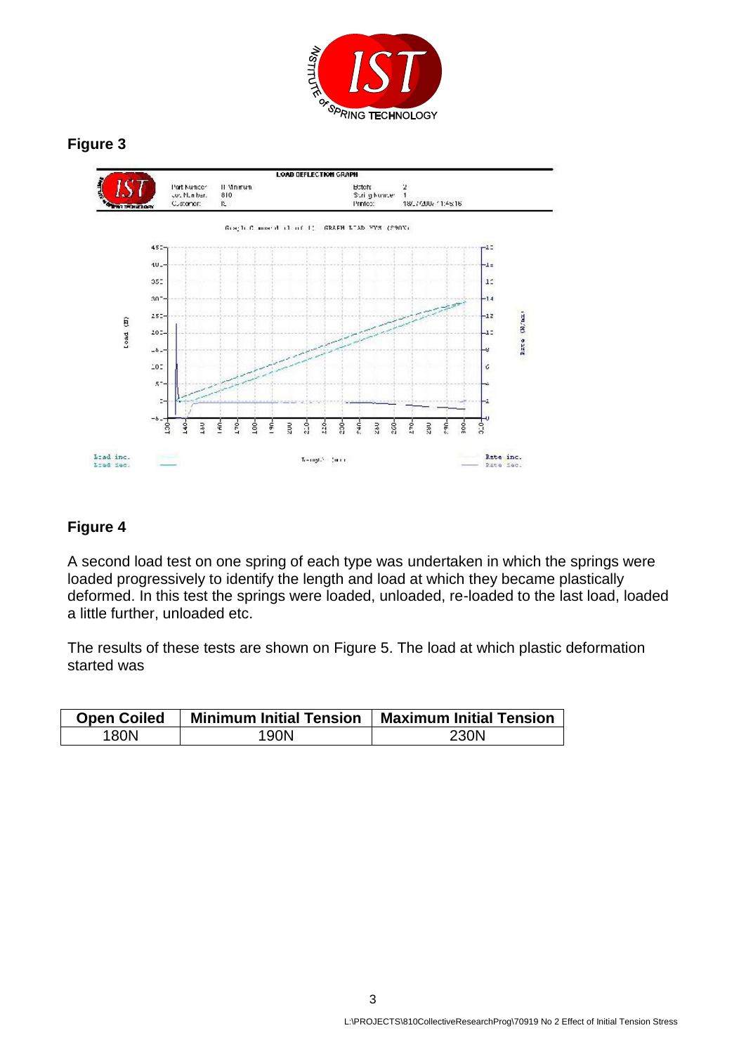## Figure 3

## Figure 4

A second load test on one spring of each type was undertaken in which the springs were loaded progressively to identify the length and load at which they became plastically deformed. In this test the springs were loaded, unloaded, re-loaded to the last load, loaded a little further, unloaded etc.

The results of these tests are shown on Figure 5. The load at which plastic deformation started was

| Open Coiled | Minimum Initial Tension | Maximum Initial Tension |
| --- | --- | --- |
| 180N | 190N | 230N |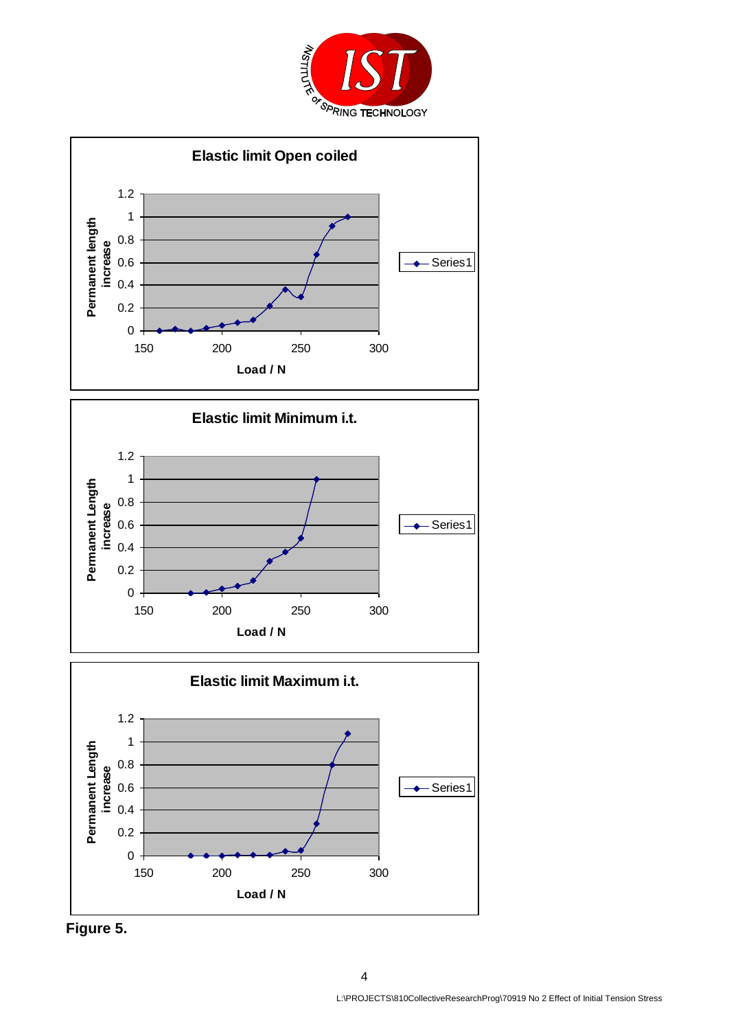**Elastic limit Open coiled**

**Elastic limit Minimum i.t.**

**Elastic limit Maximum i.t.**

**Figure 5.**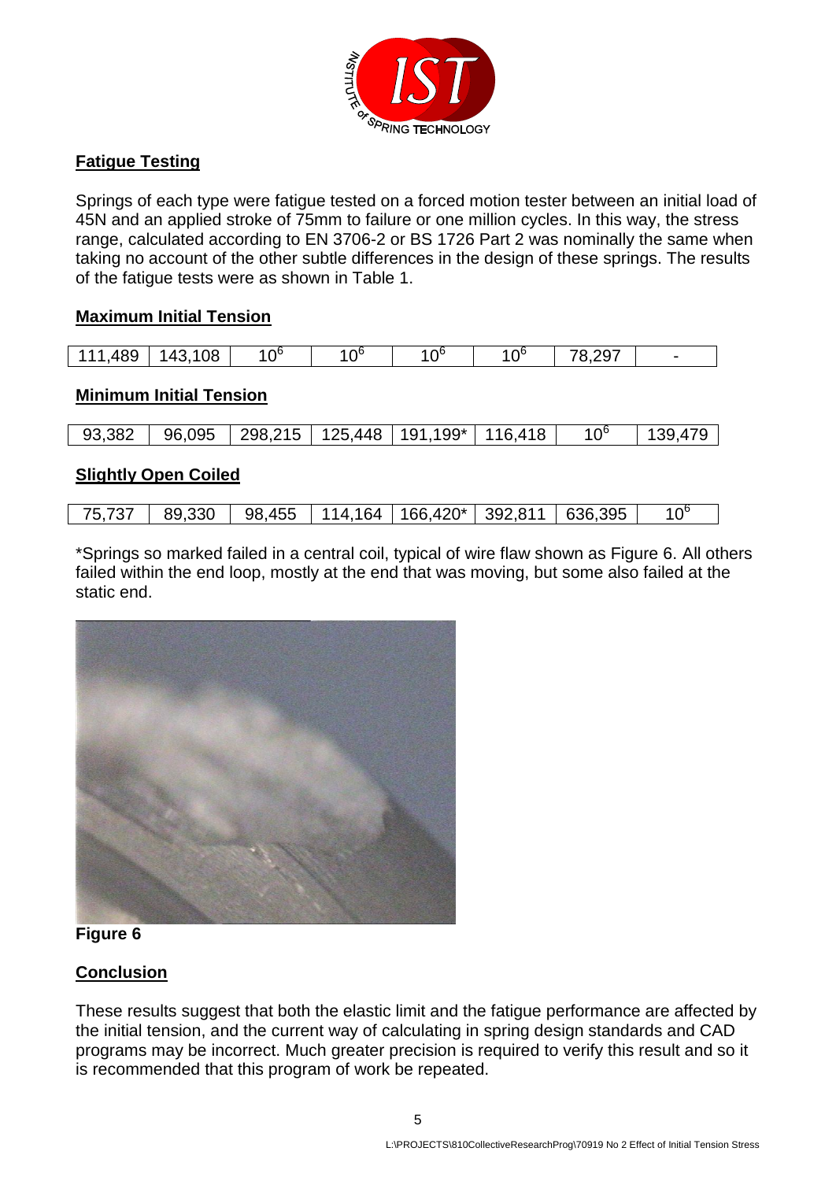## Fatigue Testing

Springs of each type were fatigue tested on a forced motion tester between an initial load of 45N and an applied stroke of 75mm to failure or one million cycles. In this way, the stress range, calculated according to EN 3706-2 or BS 1726 Part 2 was nominally the same when taking no account of the other subtle differences in the design of these springs. The results of the fatigue tests were as shown in Table 1.

### Maximum Initial Tension

| | | | | | | | |
|---|---|---|---|---|---|---|---|
| 111,489 | 143,108 | $10^6$ | $10^6$ | $10^6$ | $10^6$ | 78,297 | - |

### Minimum Initial Tension

| | | | | | | | |
|---|---|---|---|---|---|---|---|
| 93,382 | 96,095 | 298,215 | 125,448 | 191,199* | 116,418 | $10^6$ | 139,479 |

### Slightly Open Coiled

| | | | | | | | |
|---|---|---|---|---|---|---|---|
| 75,737 | 89,330 | 98,455 | 114,164 | 166,420* | 392,811 | 636,395 | $10^6$ |

*Springs so marked failed in a central coil, typical of wire flaw shown as Figure 6. All others failed within the end loop, mostly at the end that was moving, but some also failed at the static end.

**Figure 6**

## Conclusion

These results suggest that both the elastic limit and the fatigue performance are affected by the initial tension, and the current way of calculating in spring design standards and CAD programs may be incorrect. Much greater precision is required to verify this result and so it is recommended that this program of work be repeated.